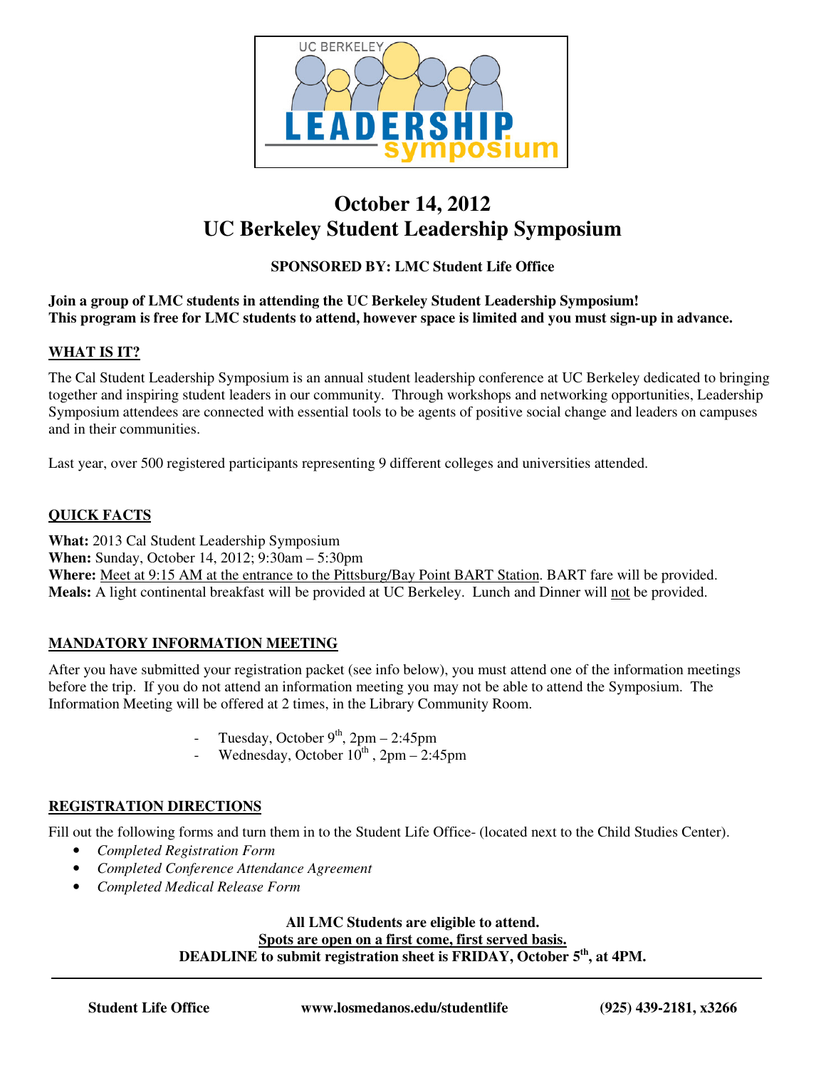# October 14, 2012
# UC Berkeley Student Leadership Symposium

**SPONSORED BY: LMC Student Life Office**

**Join a group of LMC students in attending the UC Berkeley Student Leadership Symposium!**
**This program is free for LMC students to attend, however space is limited and you must sign-up in advance.**

## WHAT IS IT?

The Cal Student Leadership Symposium is an annual student leadership conference at UC Berkeley dedicated to bringing together and inspiring student leaders in our community. Through workshops and networking opportunities, Leadership Symposium attendees are connected with essential tools to be agents of positive social change and leaders on campuses and in their communities.

Last year, over 500 registered participants representing 9 different colleges and universities attended.

## QUICK FACTS

**What:** 2013 Cal Student Leadership Symposium
**When:** Sunday, October 14, 2012; 9:30am – 5:30pm
**Where:** Meet at 9:15 AM at the entrance to the Pittsburg/Bay Point BART Station. BART fare will be provided.
**Meals:** A light continental breakfast will be provided at UC Berkeley. Lunch and Dinner will not be provided.

## MANDATORY INFORMATION MEETING

After you have submitted your registration packet (see info below), you must attend one of the information meetings before the trip. If you do not attend an information meeting you may not be able to attend the Symposium. The Information Meeting will be offered at 2 times, in the Library Community Room.

- Tuesday, October 9th, 2pm – 2:45pm
- Wednesday, October 10th , 2pm – 2:45pm

## REGISTRATION DIRECTIONS

Fill out the following forms and turn them in to the Student Life Office- (located next to the Child Studies Center).

- *Completed Registration Form*
- *Completed Conference Attendance Agreement*
- *Completed Medical Release Form*

**All LMC Students are eligible to attend.**
**Spots are open on a first come, first served basis.**
**DEADLINE to submit registration sheet is FRIDAY, October 5th, at 4PM.**

---

**Student Life Office** | **www.losmedanos.edu/studentlife** | **(925) 439-2181, x3266**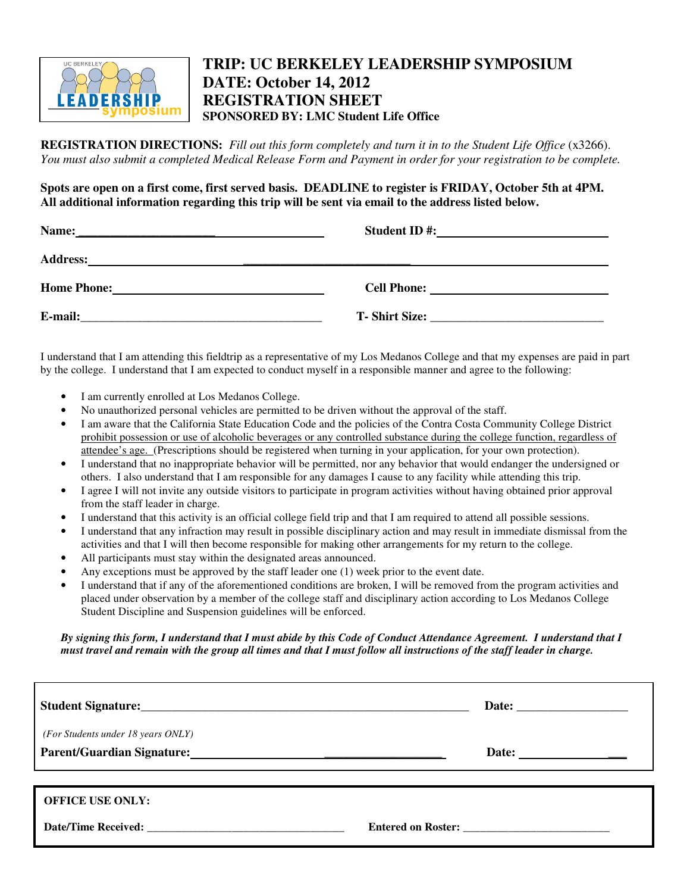# TRIP: UC BERKELEY LEADERSHIP SYMPOSIUM
# DATE: October 14, 2012
# REGISTRATION SHEET
**SPONSORED BY: LMC Student Life Office**

**REGISTRATION DIRECTIONS:** *Fill out this form completely and turn it in to the Student Life Office* (x3266). *You must also submit a completed Medical Release Form and Payment in order for your registration to be complete.*

**Spots are open on a first come, first served basis. DEADLINE to register is FRIDAY, October 5th at 4PM. All additional information regarding this trip will be sent via email to the address listed below.**

**Name:**______________________________ **Student ID #:**______________________________

**Address:**______________________________________________________________________

**Home Phone:**______________________________ **Cell Phone:** ______________________________

**E-mail:**______________________________ **T- Shirt Size:** ______________________________

I understand that I am attending this fieldtrip as a representative of my Los Medanos College and that my expenses are paid in part by the college. I understand that I am expected to conduct myself in a responsible manner and agree to the following:

- I am currently enrolled at Los Medanos College.
- No unauthorized personal vehicles are permitted to be driven without the approval of the staff.
- I am aware that the California State Education Code and the policies of the Contra Costa Community College District <u>prohibit possession or use of alcoholic beverages or any controlled substance during the college function, regardless of attendee's age.</u> (Prescriptions should be registered when turning in your application, for your own protection).
- I understand that no inappropriate behavior will be permitted, nor any behavior that would endanger the undersigned or others. I also understand that I am responsible for any damages I cause to any facility while attending this trip.
- I agree I will not invite any outside visitors to participate in program activities without having obtained prior approval from the staff leader in charge.
- I understand that this activity is an official college field trip and that I am required to attend all possible sessions.
- I understand that any infraction may result in possible disciplinary action and may result in immediate dismissal from the activities and that I will then become responsible for making other arrangements for my return to the college.
- All participants must stay within the designated areas announced.
- Any exceptions must be approved by the staff leader one (1) week prior to the event date.
- I understand that if any of the aforementioned conditions are broken, I will be removed from the program activities and placed under observation by a member of the college staff and disciplinary action according to Los Medanos College Student Discipline and Suspension guidelines will be enforced.

***By signing this form, I understand that I must abide by this Code of Conduct Attendance Agreement. I understand that I must travel and remain with the group all times and that I must follow all instructions of the staff leader in charge.***

**Student Signature:**______________________________________________ **Date:** __________________

*(For Students under 18 years ONLY)*

**Parent/Guardian Signature:**______________________________________ **Date:** __________________

**OFFICE USE ONLY:**

**Date/Time Received:** ______________________________ **Entered on Roster:** ______________________________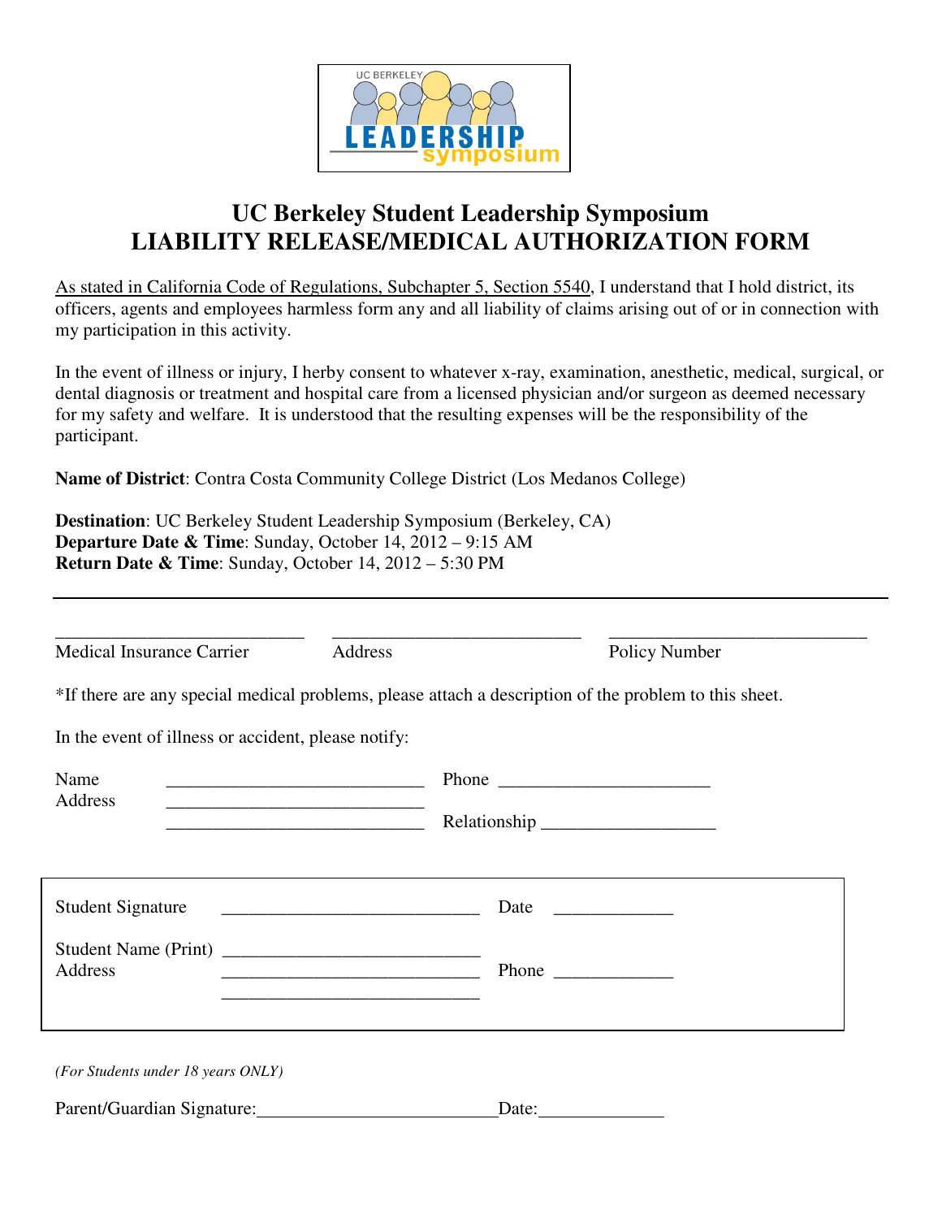# UC Berkeley Student Leadership Symposium
# LIABILITY RELEASE/MEDICAL AUTHORIZATION FORM

As stated in California Code of Regulations, Subchapter 5, Section 5540, I understand that I hold district, its officers, agents and employees harmless form any and all liability of claims arising out of or in connection with my participation in this activity.

In the event of illness or injury, I herby consent to whatever x-ray, examination, anesthetic, medical, surgical, or dental diagnosis or treatment and hospital care from a licensed physician and/or surgeon as deemed necessary for my safety and welfare. It is understood that the resulting expenses will be the responsibility of the participant.

**Name of District**: Contra Costa Community College District (Los Medanos College)

**Destination**: UC Berkeley Student Leadership Symposium (Berkeley, CA)
**Departure Date & Time**: Sunday, October 14, 2012 – 9:15 AM
**Return Date & Time**: Sunday, October 14, 2012 – 5:30 PM

---

| | | |
|---|---|---|
| ____________________________ | ____________________________ | ____________________________ |
| Medical Insurance Carrier | Address | Policy Number |

*If there are any special medical problems, please attach a description of the problem to this sheet.

In the event of illness or accident, please notify:

Name ____________________________ Phone ______________________
Address ____________________________
____________________________ Relationship __________________

Student Signature ____________________________ Date ____________

Student Name (Print) ____________________________
Address ____________________________ Phone ____________
____________________________

*(For Students under 18 years ONLY)*

Parent/Guardian Signature:__________________________Date:_____________